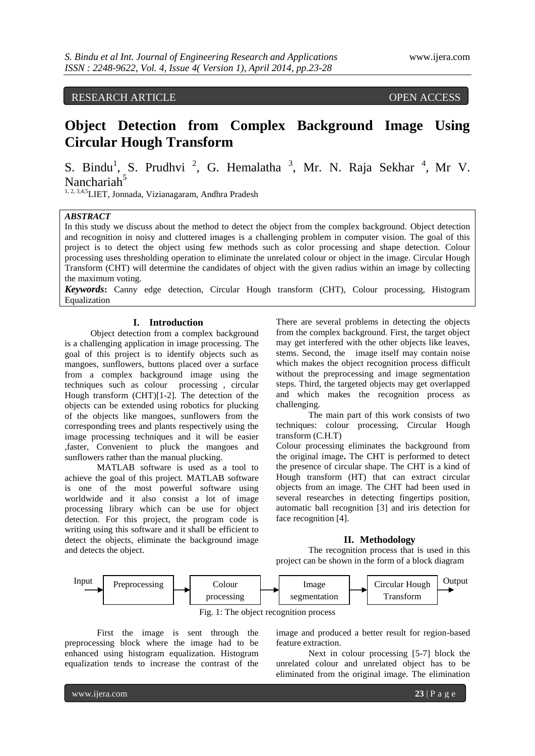RESEARCH ARTICLE OPEN ACCESS

# Object Detection from Complex Background Image Using Circular Hough Transform

S. Bindu[1], S. Prudhvi [2], G. Hemalatha [3], Mr. N. Raja Sekhar [4], Mr V. Nanchariah[5]

[1, 2, 3,4,5]LIET, Jonnada, Vizianagaram, Andhra Pradesh

***ABSTRACT***

In this study we discuss about the method to detect the object from the complex background. Object detection and recognition in noisy and cluttered images is a challenging problem in computer vision. The goal of this project is to detect the object using few methods such as color processing and shape detection. Colour processing uses thresholding operation to eliminate the unrelated colour or object in the image. Circular Hough Transform (CHT) will determine the candidates of object with the given radius within an image by collecting the maximum voting.

***Keywords*:** Canny edge detection, Circular Hough transform (CHT), Colour processing, Histogram Equalization

## I. Introduction

Object detection from a complex background is a challenging application in image processing. The goal of this project is to identify objects such as mangoes, sunflowers, buttons placed over a surface from a complex background image using the techniques such as colour processing , circular Hough transform (CHT)[1-2]. The detection of the objects can be extended using robotics for plucking of the objects like mangoes, sunflowers from the corresponding trees and plants respectively using the image processing techniques and it will be easier ,faster, Convenient to pluck the mangoes and sunflowers rather than the manual plucking.

MATLAB software is used as a tool to achieve the goal of this project. MATLAB software is one of the most powerful software using worldwide and it also consist a lot of image processing library which can be use for object detection. For this project, the program code is writing using this software and it shall be efficient to detect the objects, eliminate the background image and detects the object.

There are several problems in detecting the objects from the complex background. First, the target object may get interfered with the other objects like leaves, stems. Second, the image itself may contain noise which makes the object recognition process difficult without the preprocessing and image segmentation steps. Third, the targeted objects may get overlapped and which makes the recognition process as challenging.

The main part of this work consists of two techniques: colour processing, Circular Hough transform (C.H.T)

Colour processing eliminates the background from the original image**.** The CHT is performed to detect the presence of circular shape. The CHT is a kind of Hough transform (HT) that can extract circular objects from an image. The CHT had been used in several researches in detecting fingertips position, automatic ball recognition [3] and iris detection for face recognition [4].

## II. Methodology

The recognition process that is used in this project can be shown in the form of a block diagram

Input → Preprocessing → Colour processing → Image segmentation → Circular Hough Transform → Output

Fig. 1: The object recognition process

First the image is sent through the preprocessing block where the image had to be enhanced using histogram equalization. Histogram equalization tends to increase the contrast of the image and produced a better result for region-based feature extraction.

Next in colour processing [5-7] block the unrelated colour and unrelated object has to be eliminated from the original image. The elimination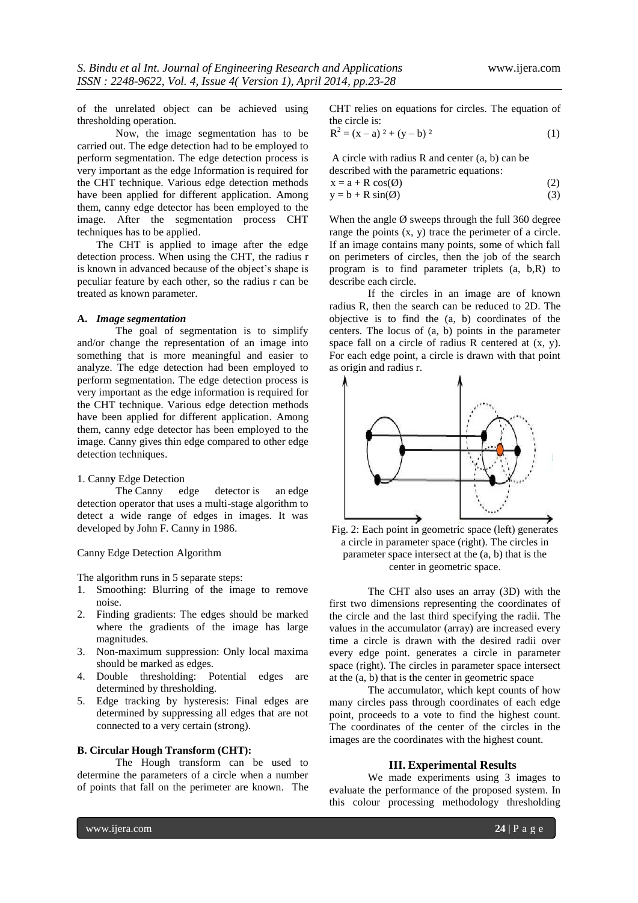of the unrelated object can be achieved using thresholding operation.

Now, the image segmentation has to be carried out. The edge detection had to be employed to perform segmentation. The edge detection process is very important as the edge Information is required for the CHT technique. Various edge detection methods have been applied for different application. Among them, canny edge detector has been employed to the image. After the segmentation process CHT techniques has to be applied.

The CHT is applied to image after the edge detection process. When using the CHT, the radius r is known in advanced because of the object's shape is peculiar feature by each other, so the radius r can be treated as known parameter.

### A. *Image segmentation*

The goal of segmentation is to simplify and/or change the representation of an image into something that is more meaningful and easier to analyze. The edge detection had been employed to perform segmentation. The edge detection process is very important as the edge information is required for the CHT technique. Various edge detection methods have been applied for different application. Among them, canny edge detector has been employed to the image. Canny gives thin edge compared to other edge detection techniques.

1. Canny Edge Detection

The Canny edge detector is an edge detection operator that uses a multi-stage algorithm to detect a wide range of edges in images. It was developed by John F. Canny in 1986.

Canny Edge Detection Algorithm

The algorithm runs in 5 separate steps:

1. Smoothing: Blurring of the image to remove noise.
2. Finding gradients: The edges should be marked where the gradients of the image has large magnitudes.
3. Non-maximum suppression: Only local maxima should be marked as edges.
4. Double thresholding: Potential edges are determined by thresholding.
5. Edge tracking by hysteresis: Final edges are determined by suppressing all edges that are not connected to a very certain (strong).

### B. Circular Hough Transform (CHT):

The Hough transform can be used to determine the parameters of a circle when a number of points that fall on the perimeter are known. The CHT relies on equations for circles. The equation of the circle is:

$$R^2 = (x - a)^2 + (y - b)^2 \tag{1}$$

A circle with radius R and center (a, b) can be described with the parametric equations:

$$x = a + R\cos(\emptyset) \tag{2}$$

$$y = b + R\sin(\emptyset) \tag{3}$$

When the angle Ø sweeps through the full 360 degree range the points (x, y) trace the perimeter of a circle. If an image contains many points, some of which fall on perimeters of circles, then the job of the search program is to find parameter triplets (a, b,R) to describe each circle.

If the circles in an image are of known radius R, then the search can be reduced to 2D. The objective is to find the (a, b) coordinates of the centers. The locus of (a, b) points in the parameter space fall on a circle of radius R centered at (x, y). For each edge point, a circle is drawn with that point as origin and radius r.

Fig. 2: Each point in geometric space (left) generates a circle in parameter space (right). The circles in parameter space intersect at the (a, b) that is the center in geometric space.

The CHT also uses an array (3D) with the first two dimensions representing the coordinates of the circle and the last third specifying the radii. The values in the accumulator (array) are increased every time a circle is drawn with the desired radii over every edge point. generates a circle in parameter space (right). The circles in parameter space intersect at the (a, b) that is the center in geometric space

The accumulator, which kept counts of how many circles pass through coordinates of each edge point, proceeds to a vote to find the highest count. The coordinates of the center of the circles in the images are the coordinates with the highest count.

## III. Experimental Results

We made experiments using 3 images to evaluate the performance of the proposed system. In this colour processing methodology thresholding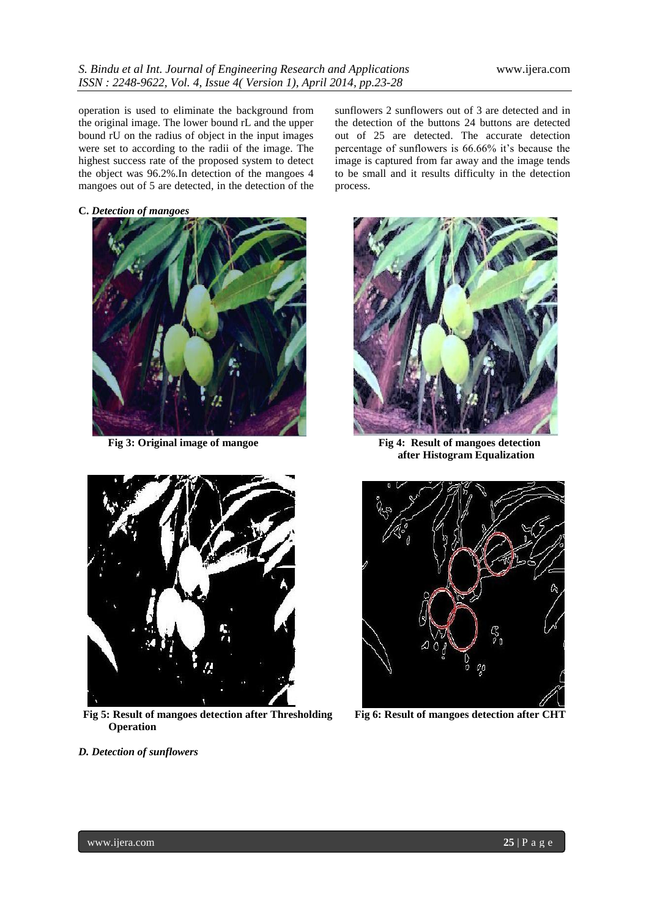operation is used to eliminate the background from the original image. The lower bound rL and the upper bound rU on the radius of object in the input images were set to according to the radii of the image. The highest success rate of the proposed system to detect the object was 96.2%.In detection of the mangoes 4 mangoes out of 5 are detected, in the detection of the sunflowers 2 sunflowers out of 3 are detected and in the detection of the buttons 24 buttons are detected out of 25 are detected. The accurate detection percentage of sunflowers is 66.66% it's because the image is captured from far away and the image tends to be small and it results difficulty in the detection process.

**C.** ***Detection of mangoes***

**Fig 3: Original image of mangoe**

**Fig 4: Result of mangoes detection after Histogram Equalization**

**Fig 5: Result of mangoes detection after Thresholding Operation**

**Fig 6: Result of mangoes detection after CHT**

***D. Detection of sunflowers***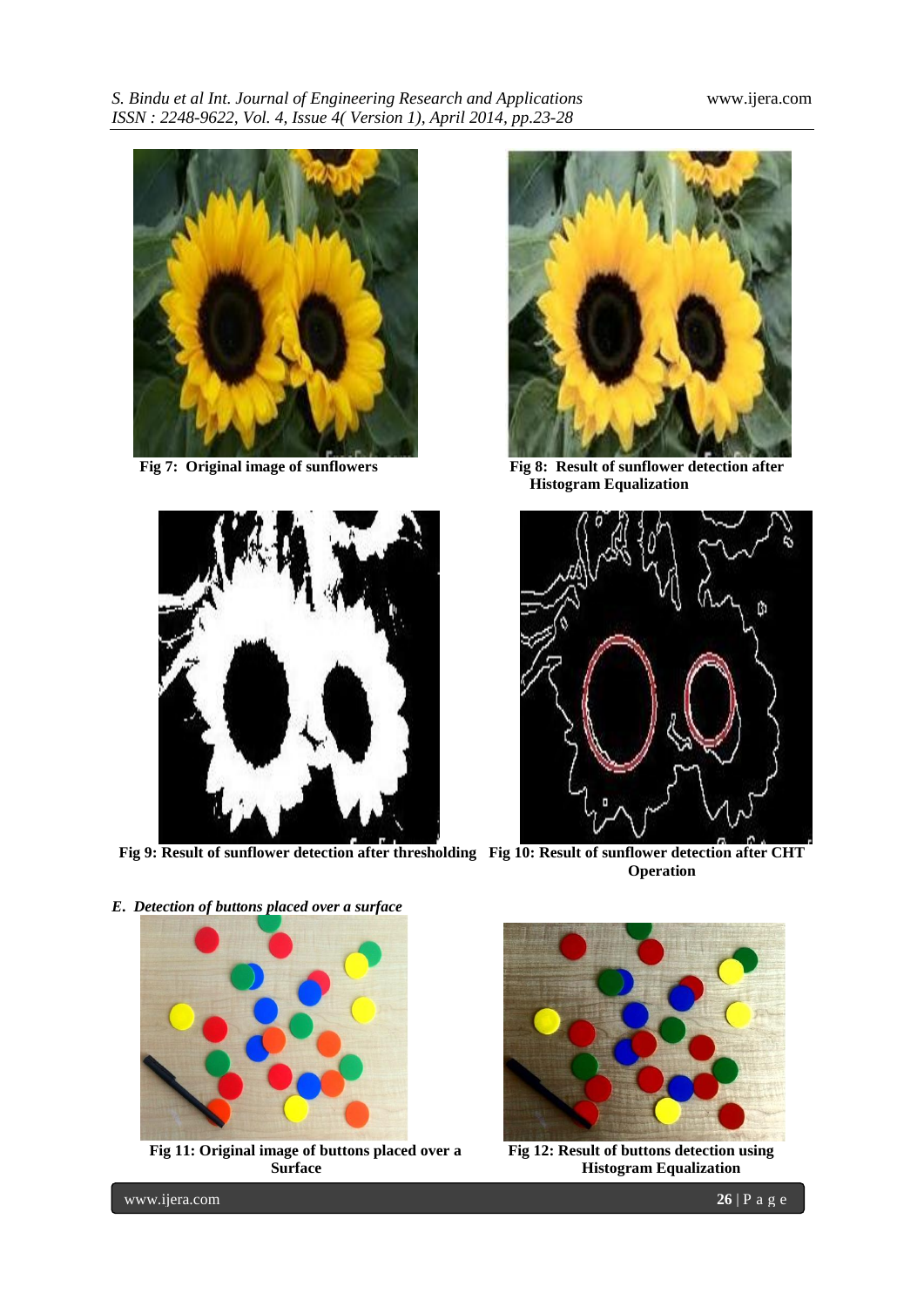Fig 7: Original image of sunflowers

Fig 8: Result of sunflower detection after Histogram Equalization

Fig 9: Result of sunflower detection after thresholding

Fig 10: Result of sunflower detection after CHT Operation

*E. Detection of buttons placed over a surface*

Fig 11: Original image of buttons placed over a Surface

Fig 12: Result of buttons detection using Histogram Equalization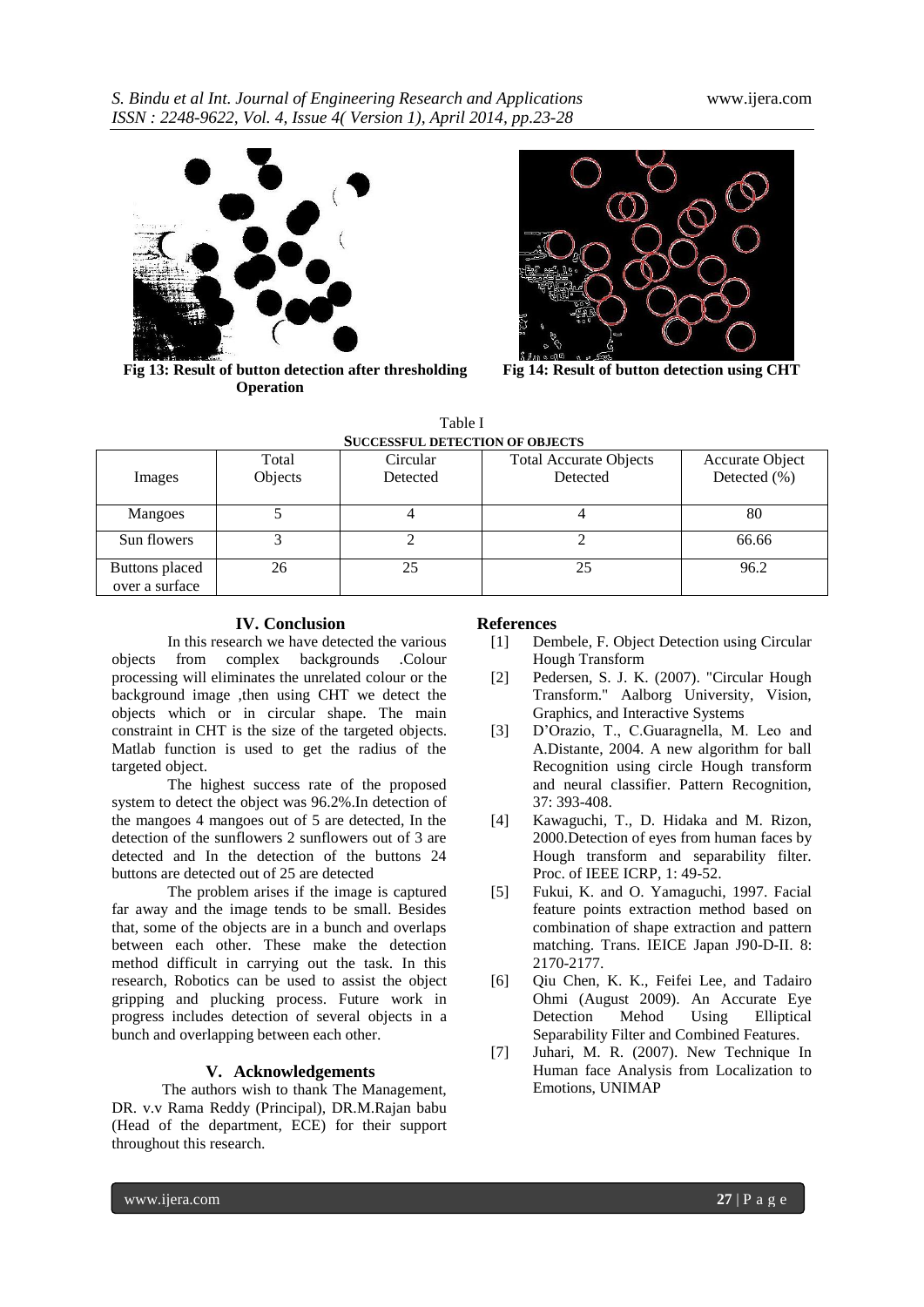Fig 13: Result of button detection after thresholding Operation

Fig 14: Result of button detection using CHT

Table I

**SUCCESSFUL DETECTION OF OBJECTS**

| Images | Total Objects | Circular Detected | Total Accurate Objects Detected | Accurate Object Detected (%) |
|---|---|---|---|---|
| Mangoes | 5 | 4 | 4 | 80 |
| Sun flowers | 3 | 2 | 2 | 66.66 |
| Buttons placed over a surface | 26 | 25 | 25 | 96.2 |

## IV. Conclusion

In this research we have detected the various objects from complex backgrounds .Colour processing will eliminates the unrelated colour or the background image ,then using CHT we detect the objects which or in circular shape. The main constraint in CHT is the size of the targeted objects. Matlab function is used to get the radius of the targeted object.

The highest success rate of the proposed system to detect the object was 96.2%.In detection of the mangoes 4 mangoes out of 5 are detected, In the detection of the sunflowers 2 sunflowers out of 3 are detected and In the detection of the buttons 24 buttons are detected out of 25 are detected

The problem arises if the image is captured far away and the image tends to be small. Besides that, some of the objects are in a bunch and overlaps between each other. These make the detection method difficult in carrying out the task. In this research, Robotics can be used to assist the object gripping and plucking process. Future work in progress includes detection of several objects in a bunch and overlapping between each other.

## V. Acknowledgements

The authors wish to thank The Management, DR. v.v Rama Reddy (Principal), DR.M.Rajan babu (Head of the department, ECE) for their support throughout this research.

## References

[1] Dembele, F. Object Detection using Circular Hough Transform

[2] Pedersen, S. J. K. (2007). "Circular Hough Transform." Aalborg University, Vision, Graphics, and Interactive Systems

[3] D'Orazio, T., C.Guaragnella, M. Leo and A.Distante, 2004. A new algorithm for ball Recognition using circle Hough transform and neural classifier. Pattern Recognition, 37: 393-408.

[4] Kawaguchi, T., D. Hidaka and M. Rizon, 2000.Detection of eyes from human faces by Hough transform and separability filter. Proc. of IEEE ICRP, 1: 49-52.

[5] Fukui, K. and O. Yamaguchi, 1997. Facial feature points extraction method based on combination of shape extraction and pattern matching. Trans. IEICE Japan J90-D-II. 8: 2170-2177.

[6] Qiu Chen, K. K., Feifei Lee, and Tadairo Ohmi (August 2009). An Accurate Eye Detection Mehod Using Elliptical Separability Filter and Combined Features.

[7] Juhari, M. R. (2007). New Technique In Human face Analysis from Localization to Emotions, UNIMAP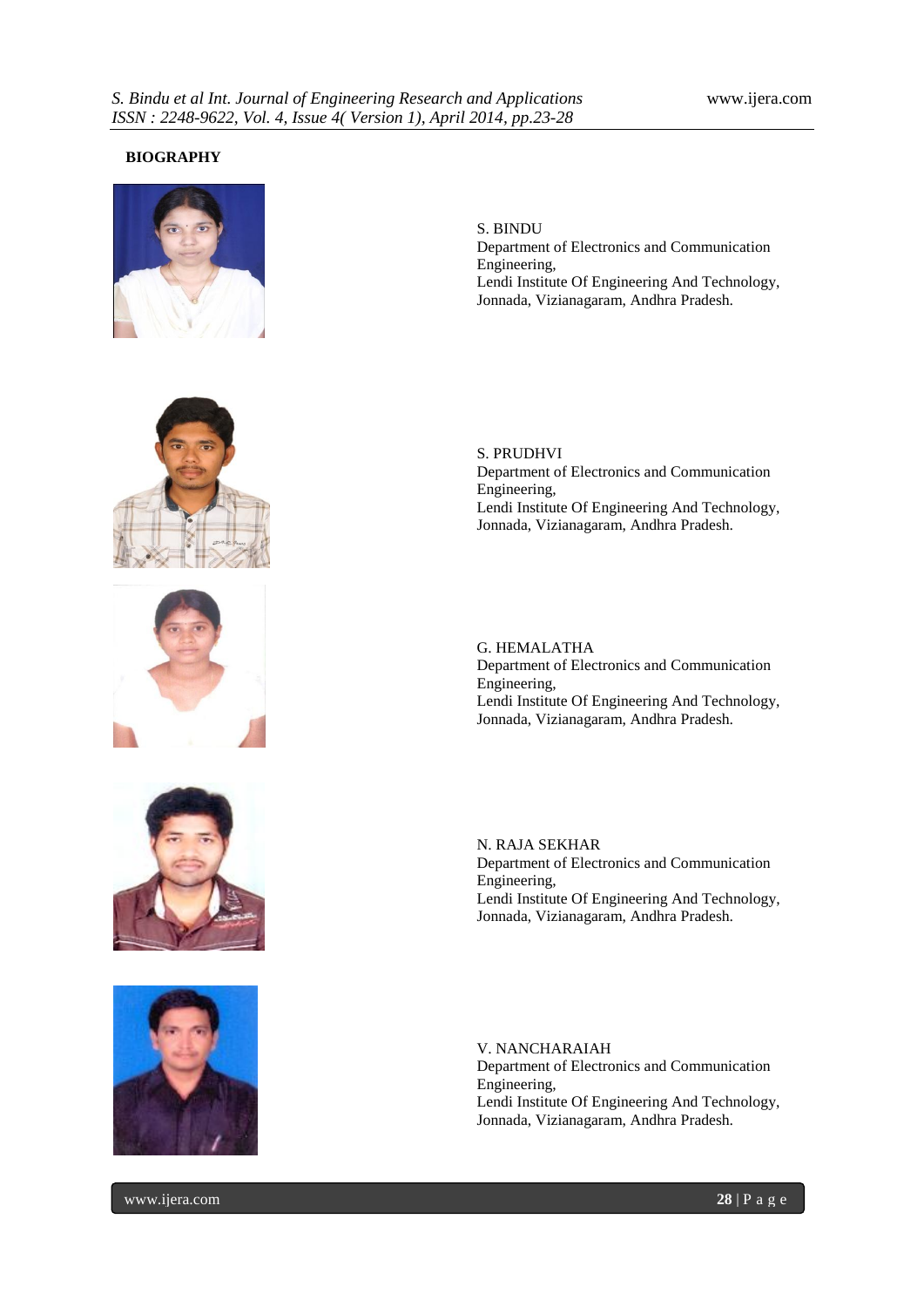**BIOGRAPHY**

S. BINDU
Department of Electronics and Communication Engineering,
Lendi Institute Of Engineering And Technology, Jonnada, Vizianagaram, Andhra Pradesh.

S. PRUDHVI
Department of Electronics and Communication Engineering,
Lendi Institute Of Engineering And Technology, Jonnada, Vizianagaram, Andhra Pradesh.

G. HEMALATHA
Department of Electronics and Communication Engineering,
Lendi Institute Of Engineering And Technology, Jonnada, Vizianagaram, Andhra Pradesh.

N. RAJA SEKHAR
Department of Electronics and Communication Engineering,
Lendi Institute Of Engineering And Technology, Jonnada, Vizianagaram, Andhra Pradesh.

V. NANCHARAIAH
Department of Electronics and Communication Engineering,
Lendi Institute Of Engineering And Technology, Jonnada, Vizianagaram, Andhra Pradesh.